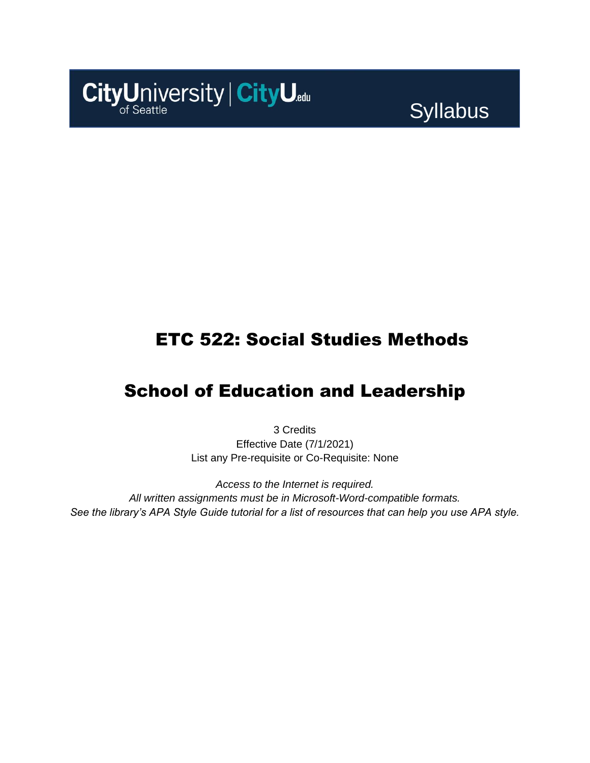CityUniversity of Seattle | CityU.edu

Syllabus

# ETC 522: Social Studies Methods

# School of Education and Leadership

3 Credits
Effective Date (7/1/2021)
List any Pre-requisite or Co-Requisite: None

*Access to the Internet is required.*
*All written assignments must be in Microsoft-Word-compatible formats.*
*See the library's APA Style Guide tutorial for a list of resources that can help you use APA style.*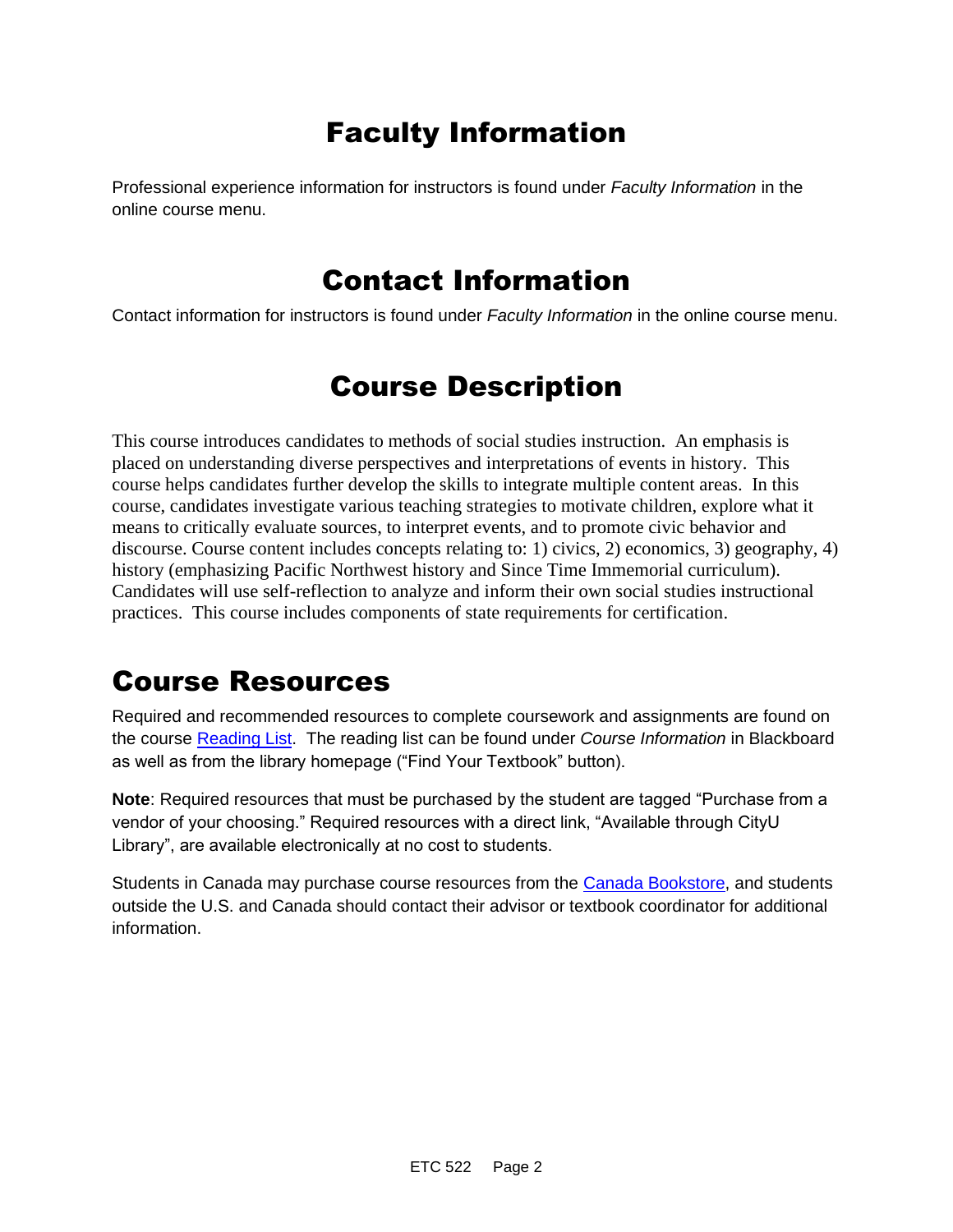# Faculty Information

Professional experience information for instructors is found under *Faculty Information* in the online course menu.

# Contact Information

Contact information for instructors is found under *Faculty Information* in the online course menu.

# Course Description

This course introduces candidates to methods of social studies instruction. An emphasis is placed on understanding diverse perspectives and interpretations of events in history. This course helps candidates further develop the skills to integrate multiple content areas. In this course, candidates investigate various teaching strategies to motivate children, explore what it means to critically evaluate sources, to interpret events, and to promote civic behavior and discourse. Course content includes concepts relating to: 1) civics, 2) economics, 3) geography, 4) history (emphasizing Pacific Northwest history and Since Time Immemorial curriculum). Candidates will use self-reflection to analyze and inform their own social studies instructional practices. This course includes components of state requirements for certification.

# Course Resources

Required and recommended resources to complete coursework and assignments are found on the course Reading List. The reading list can be found under *Course Information* in Blackboard as well as from the library homepage ("Find Your Textbook" button).

**Note**: Required resources that must be purchased by the student are tagged "Purchase from a vendor of your choosing." Required resources with a direct link, "Available through CityU Library", are available electronically at no cost to students.

Students in Canada may purchase course resources from the Canada Bookstore, and students outside the U.S. and Canada should contact their advisor or textbook coordinator for additional information.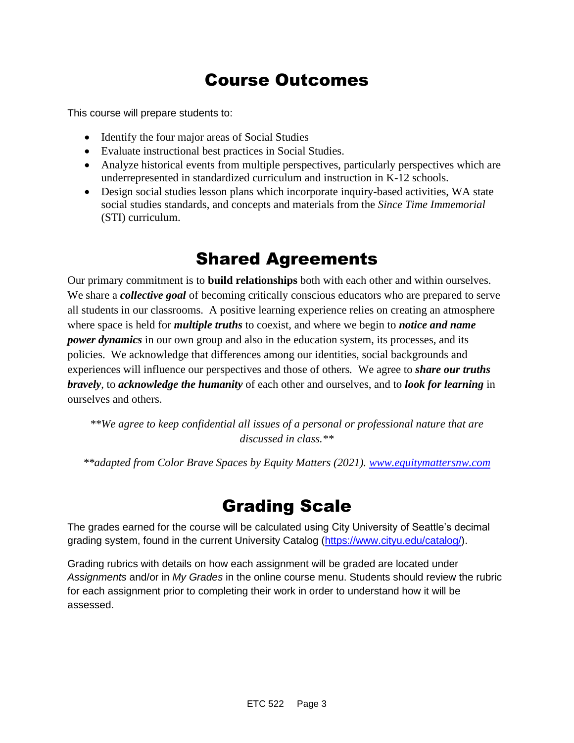# Course Outcomes

This course will prepare students to:

- Identify the four major areas of Social Studies
- Evaluate instructional best practices in Social Studies.
- Analyze historical events from multiple perspectives, particularly perspectives which are underrepresented in standardized curriculum and instruction in K-12 schools.
- Design social studies lesson plans which incorporate inquiry-based activities, WA state social studies standards, and concepts and materials from the *Since Time Immemorial* (STI) curriculum.

# Shared Agreements

Our primary commitment is to **build relationships** both with each other and within ourselves. We share a ***collective goal*** of becoming critically conscious educators who are prepared to serve all students in our classrooms. A positive learning experience relies on creating an atmosphere where space is held for ***multiple truths*** to coexist, and where we begin to ***notice and name power dynamics*** in our own group and also in the education system, its processes, and its policies. We acknowledge that differences among our identities, social backgrounds and experiences will influence our perspectives and those of others. We agree to ***share our truths bravely***, to ***acknowledge the humanity*** of each other and ourselves, and to ***look for learning*** in ourselves and others.

*\*\*We agree to keep confidential all issues of a personal or professional nature that are discussed in class.\*\**

*\*\*adapted from Color Brave Spaces by Equity Matters (2021). [www.equitymattersnw.com](http://www.equitymattersnw.com)*

# Grading Scale

The grades earned for the course will be calculated using City University of Seattle's decimal grading system, found in the current University Catalog ([https://www.cityu.edu/catalog/](https://www.cityu.edu/catalog/)).

Grading rubrics with details on how each assignment will be graded are located under *Assignments* and/or in *My Grades* in the online course menu. Students should review the rubric for each assignment prior to completing their work in order to understand how it will be assessed.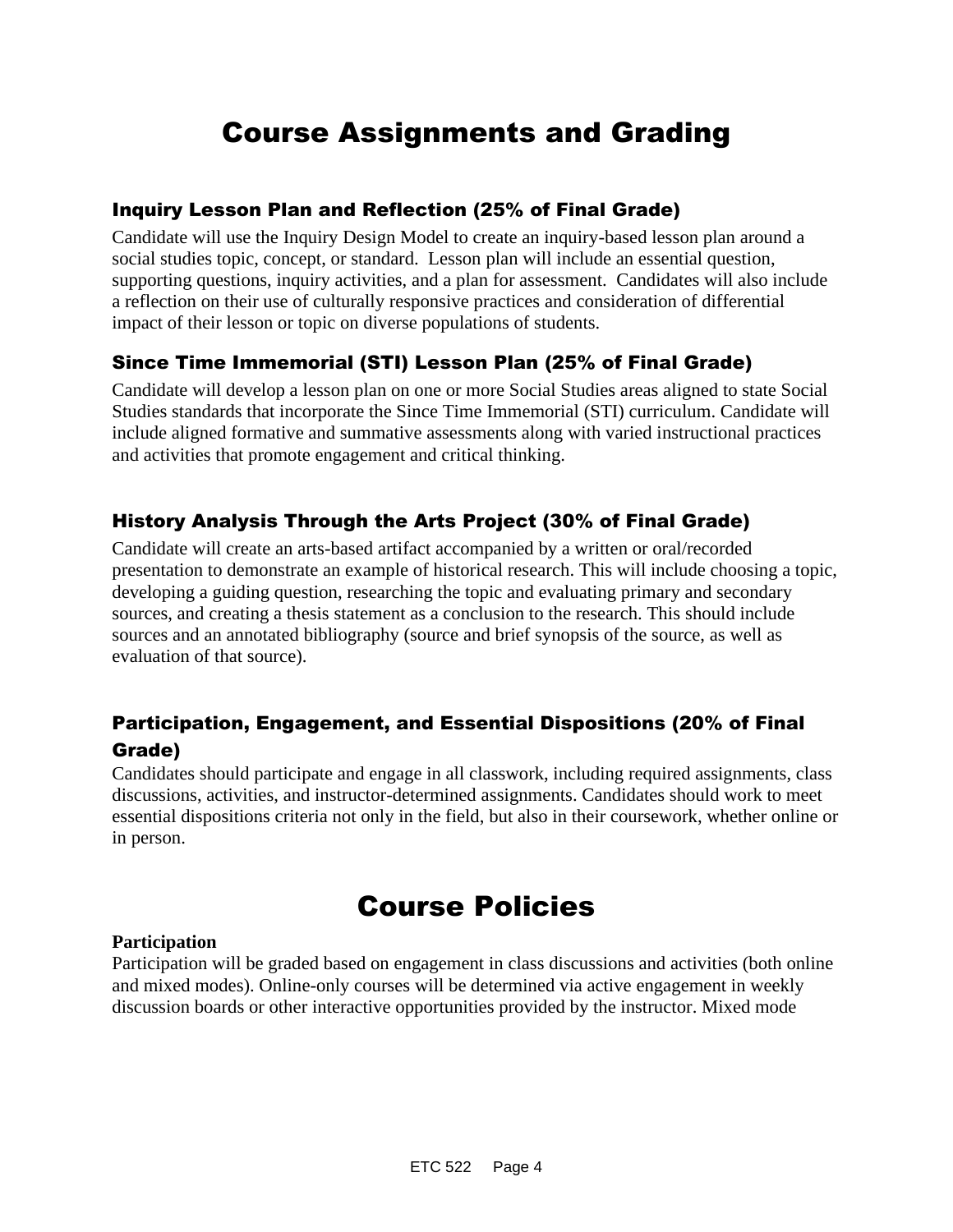# Course Assignments and Grading

### Inquiry Lesson Plan and Reflection (25% of Final Grade)

Candidate will use the Inquiry Design Model to create an inquiry-based lesson plan around a social studies topic, concept, or standard. Lesson plan will include an essential question, supporting questions, inquiry activities, and a plan for assessment. Candidates will also include a reflection on their use of culturally responsive practices and consideration of differential impact of their lesson or topic on diverse populations of students.

### Since Time Immemorial (STI) Lesson Plan (25% of Final Grade)

Candidate will develop a lesson plan on one or more Social Studies areas aligned to state Social Studies standards that incorporate the Since Time Immemorial (STI) curriculum. Candidate will include aligned formative and summative assessments along with varied instructional practices and activities that promote engagement and critical thinking.

### History Analysis Through the Arts Project (30% of Final Grade)

Candidate will create an arts-based artifact accompanied by a written or oral/recorded presentation to demonstrate an example of historical research. This will include choosing a topic, developing a guiding question, researching the topic and evaluating primary and secondary sources, and creating a thesis statement as a conclusion to the research. This should include sources and an annotated bibliography (source and brief synopsis of the source, as well as evaluation of that source).

### Participation, Engagement, and Essential Dispositions (20% of Final Grade)

Candidates should participate and engage in all classwork, including required assignments, class discussions, activities, and instructor-determined assignments. Candidates should work to meet essential dispositions criteria not only in the field, but also in their coursework, whether online or in person.

# Course Policies

**Participation**

Participation will be graded based on engagement in class discussions and activities (both online and mixed modes). Online-only courses will be determined via active engagement in weekly discussion boards or other interactive opportunities provided by the instructor. Mixed mode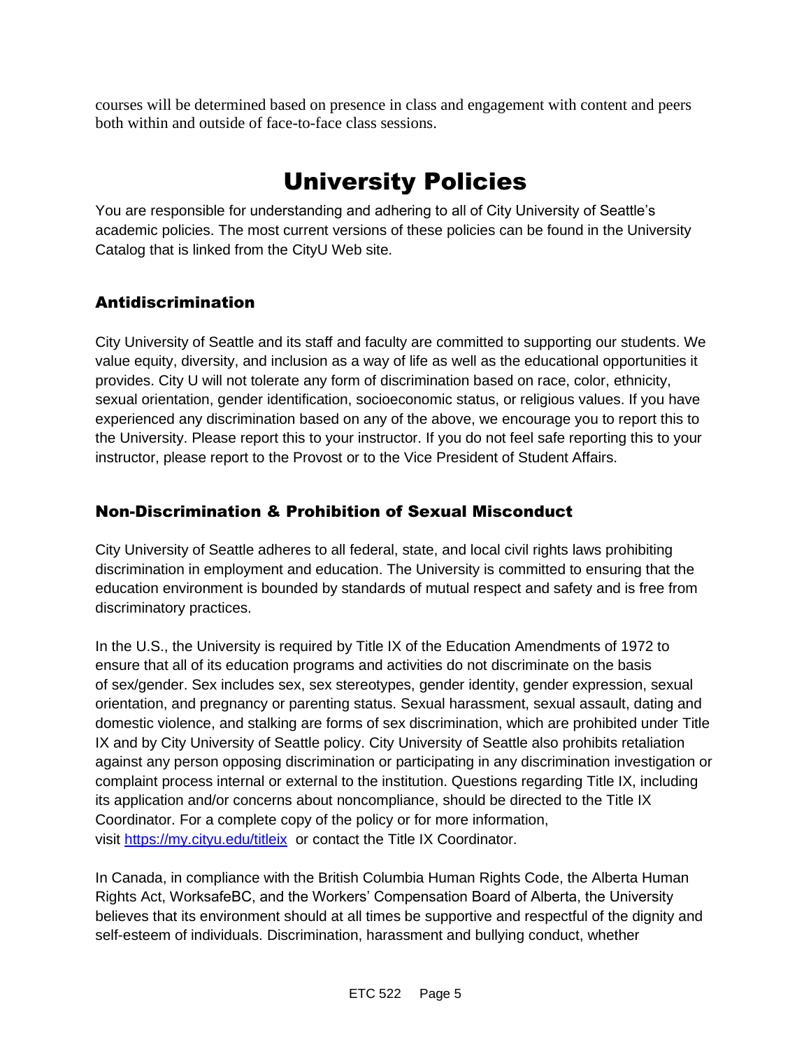courses will be determined based on presence in class and engagement with content and peers both within and outside of face-to-face class sessions.

# University Policies

You are responsible for understanding and adhering to all of City University of Seattle's academic policies. The most current versions of these policies can be found in the University Catalog that is linked from the CityU Web site.

## Antidiscrimination

City University of Seattle and its staff and faculty are committed to supporting our students. We value equity, diversity, and inclusion as a way of life as well as the educational opportunities it provides. City U will not tolerate any form of discrimination based on race, color, ethnicity, sexual orientation, gender identification, socioeconomic status, or religious values. If you have experienced any discrimination based on any of the above, we encourage you to report this to the University. Please report this to your instructor. If you do not feel safe reporting this to your instructor, please report to the Provost or to the Vice President of Student Affairs.

## Non-Discrimination & Prohibition of Sexual Misconduct

City University of Seattle adheres to all federal, state, and local civil rights laws prohibiting discrimination in employment and education. The University is committed to ensuring that the education environment is bounded by standards of mutual respect and safety and is free from discriminatory practices.

In the U.S., the University is required by Title IX of the Education Amendments of 1972 to ensure that all of its education programs and activities do not discriminate on the basis of sex/gender. Sex includes sex, sex stereotypes, gender identity, gender expression, sexual orientation, and pregnancy or parenting status. Sexual harassment, sexual assault, dating and domestic violence, and stalking are forms of sex discrimination, which are prohibited under Title IX and by City University of Seattle policy. City University of Seattle also prohibits retaliation against any person opposing discrimination or participating in any discrimination investigation or complaint process internal or external to the institution. Questions regarding Title IX, including its application and/or concerns about noncompliance, should be directed to the Title IX Coordinator. For a complete copy of the policy or for more information, visit [https://my.cityu.edu/titleix](https://my.cityu.edu/titleix) or contact the Title IX Coordinator.

In Canada, in compliance with the British Columbia Human Rights Code, the Alberta Human Rights Act, WorksafeBC, and the Workers' Compensation Board of Alberta, the University believes that its environment should at all times be supportive and respectful of the dignity and self-esteem of individuals. Discrimination, harassment and bullying conduct, whether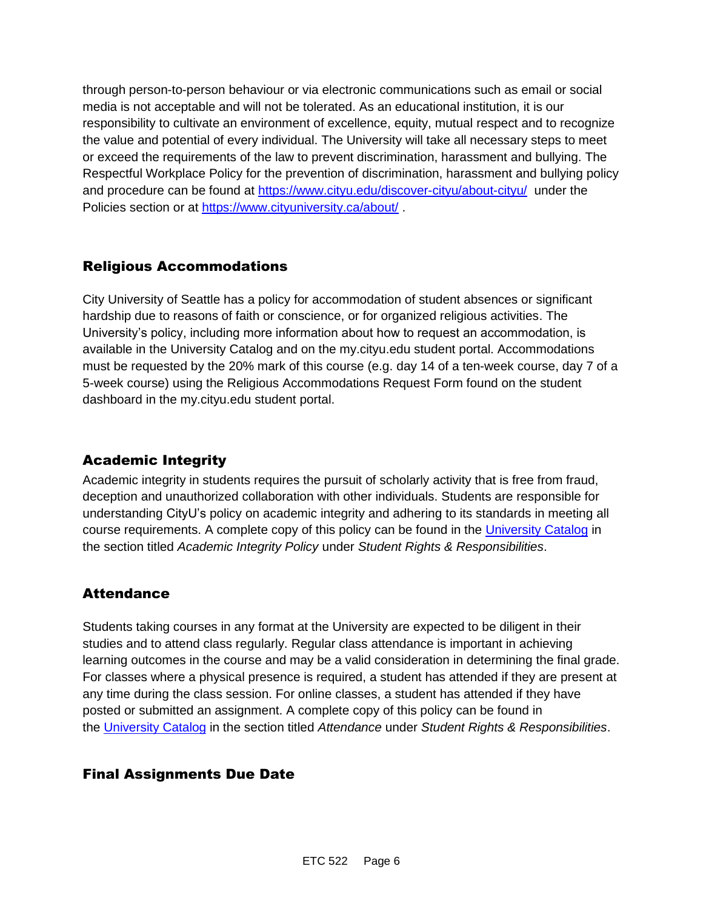through person-to-person behaviour or via electronic communications such as email or social media is not acceptable and will not be tolerated. As an educational institution, it is our responsibility to cultivate an environment of excellence, equity, mutual respect and to recognize the value and potential of every individual. The University will take all necessary steps to meet or exceed the requirements of the law to prevent discrimination, harassment and bullying. The Respectful Workplace Policy for the prevention of discrimination, harassment and bullying policy and procedure can be found at [https://www.cityu.edu/discover-cityu/about-cityu/](https://www.cityu.edu/discover-cityu/about-cityu/) under the Policies section or at [https://www.cityuniversity.ca/about/](https://www.cityuniversity.ca/about/) .

## Religious Accommodations

City University of Seattle has a policy for accommodation of student absences or significant hardship due to reasons of faith or conscience, or for organized religious activities. The University's policy, including more information about how to request an accommodation, is available in the University Catalog and on the my.cityu.edu student portal. Accommodations must be requested by the 20% mark of this course (e.g. day 14 of a ten-week course, day 7 of a 5-week course) using the Religious Accommodations Request Form found on the student dashboard in the my.cityu.edu student portal.

## Academic Integrity

Academic integrity in students requires the pursuit of scholarly activity that is free from fraud, deception and unauthorized collaboration with other individuals. Students are responsible for understanding CityU's policy on academic integrity and adhering to its standards in meeting all course requirements. A complete copy of this policy can be found in the University Catalog in the section titled *Academic Integrity Policy* under *Student Rights & Responsibilities*.

## Attendance

Students taking courses in any format at the University are expected to be diligent in their studies and to attend class regularly. Regular class attendance is important in achieving learning outcomes in the course and may be a valid consideration in determining the final grade. For classes where a physical presence is required, a student has attended if they are present at any time during the class session. For online classes, a student has attended if they have posted or submitted an assignment. A complete copy of this policy can be found in the University Catalog in the section titled *Attendance* under *Student Rights & Responsibilities*.

## Final Assignments Due Date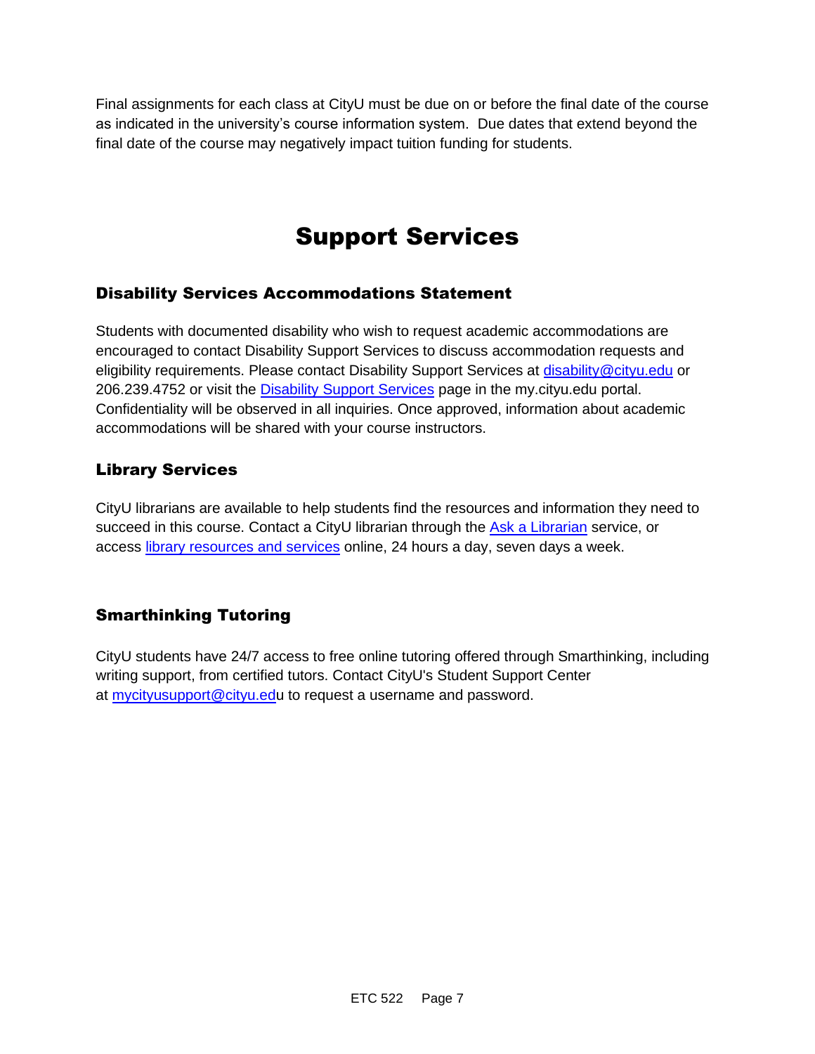Final assignments for each class at CityU must be due on or before the final date of the course as indicated in the university's course information system. Due dates that extend beyond the final date of the course may negatively impact tuition funding for students.

# Support Services

## Disability Services Accommodations Statement

Students with documented disability who wish to request academic accommodations are encouraged to contact Disability Support Services to discuss accommodation requests and eligibility requirements. Please contact Disability Support Services at disability@cityu.edu or 206.239.4752 or visit the Disability Support Services page in the my.cityu.edu portal. Confidentiality will be observed in all inquiries. Once approved, information about academic accommodations will be shared with your course instructors.

## Library Services

CityU librarians are available to help students find the resources and information they need to succeed in this course. Contact a CityU librarian through the Ask a Librarian service, or access library resources and services online, 24 hours a day, seven days a week.

## Smarthinking Tutoring

CityU students have 24/7 access to free online tutoring offered through Smarthinking, including writing support, from certified tutors. Contact CityU's Student Support Center at mycityusupport@cityu.edu to request a username and password.